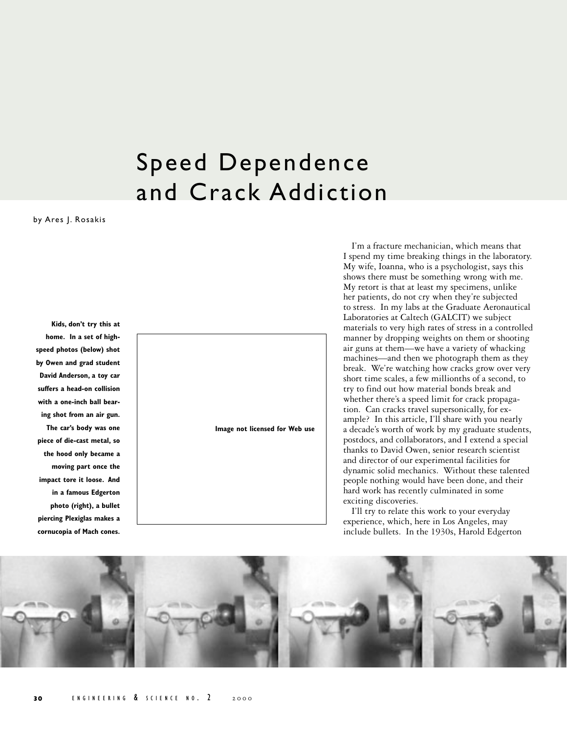# Speed Dependence and Crack Addiction

by Ares J. Rosakis

**Kids, don't try this at home. In a set of high-speed photos (below) shot by Owen and grad student David Anderson, a toy car suffers a head-on collision with a one-inch ball bearing shot from an air gun. The car's body was one piece of die-cast metal, so the hood only became a moving part once the impact tore it loose. And in a famous Edgerton photo (right), a bullet piercing Plexiglas makes a cornucopia of Mach cones.**

Image not licensed for Web use

I'm a fracture mechanician, which means that I spend my time breaking things in the laboratory. My wife, Ioanna, who is a psychologist, says this shows there must be something wrong with me. My retort is that at least my specimens, unlike her patients, do not cry when they're subjected to stress. In my labs at the Graduate Aeronautical Laboratories at Caltech (GALCIT) we subject materials to very high rates of stress in a controlled manner by dropping weights on them or shooting air guns at them—we have a variety of whacking machines—and then we photograph them as they break. We're watching how cracks grow over very short time scales, a few millionths of a second, to try to find out how material bonds break and whether there's a speed limit for crack propagation. Can cracks travel supersonically, for example? In this article, I'll share with you nearly a decade's worth of work by my graduate students, postdocs, and collaborators, and I extend a special thanks to David Owen, senior research scientist and director of our experimental facilities for dynamic solid mechanics. Without these talented people nothing would have been done, and their hard work has recently culminated in some exciting discoveries.

I'll try to relate this work to your everyday experience, which, here in Los Angeles, may include bullets. In the 1930s, Harold Edgerton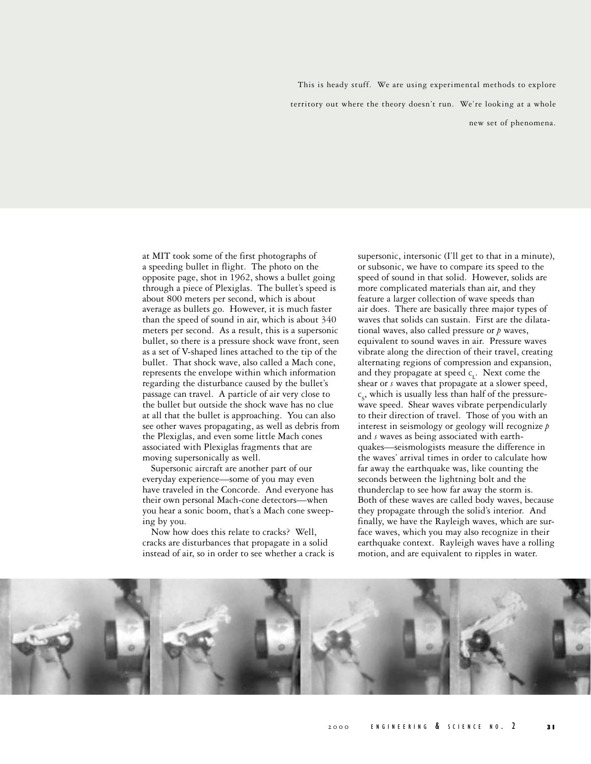This is heady stuff. We are using experimental methods to explore territory out where the theory doesn't run. We're looking at a whole new set of phenomena.

at MIT took some of the first photographs of a speeding bullet in flight. The photo on the opposite page, shot in 1962, shows a bullet going through a piece of Plexiglas. The bullet's speed is about 800 meters per second, which is about average as bullets go. However, it is much faster than the speed of sound in air, which is about 340 meters per second. As a result, this is a supersonic bullet, so there is a pressure shock wave front, seen as a set of V-shaped lines attached to the tip of the bullet. That shock wave, also called a Mach cone, represents the envelope within which information regarding the disturbance caused by the bullet's passage can travel. A particle of air very close to the bullet but outside the shock wave has no clue at all that the bullet is approaching. You can also see other waves propagating, as well as debris from the Plexiglas, and even some little Mach cones associated with Plexiglas fragments that are moving supersonically as well.

Supersonic aircraft are another part of our everyday experience—some of you may even have traveled in the Concorde. And everyone has their own personal Mach-cone detectors—when you hear a sonic boom, that's a Mach cone sweeping by you.

Now how does this relate to cracks? Well, cracks are disturbances that propagate in a solid instead of air, so in order to see whether a crack is supersonic, intersonic (I'll get to that in a minute), or subsonic, we have to compare its speed to the speed of sound in that solid. However, solids are more complicated materials than air, and they feature a larger collection of wave speeds than air does. There are basically three major types of waves that solids can sustain. First are the dilatational waves, also called pressure or *p* waves, equivalent to sound waves in air. Pressure waves vibrate along the direction of their travel, creating alternating regions of compression and expansion, and they propagate at speed $c_L$. Next come the shear or *s* waves that propagate at a slower speed, $c_S$, which is usually less than half of the pressure-wave speed. Shear waves vibrate perpendicularly to their direction of travel. Those of you with an interest in seismology or geology will recognize *p* and *s* waves as being associated with earthquakes—seismologists measure the difference in the waves' arrival times in order to calculate how far away the earthquake was, like counting the seconds between the lightning bolt and the thunderclap to see how far away the storm is. Both of these waves are called body waves, because they propagate through the solid's interior. And finally, we have the Rayleigh waves, which are surface waves, which you may also recognize in their earthquake context. Rayleigh waves have a rolling motion, and are equivalent to ripples in water.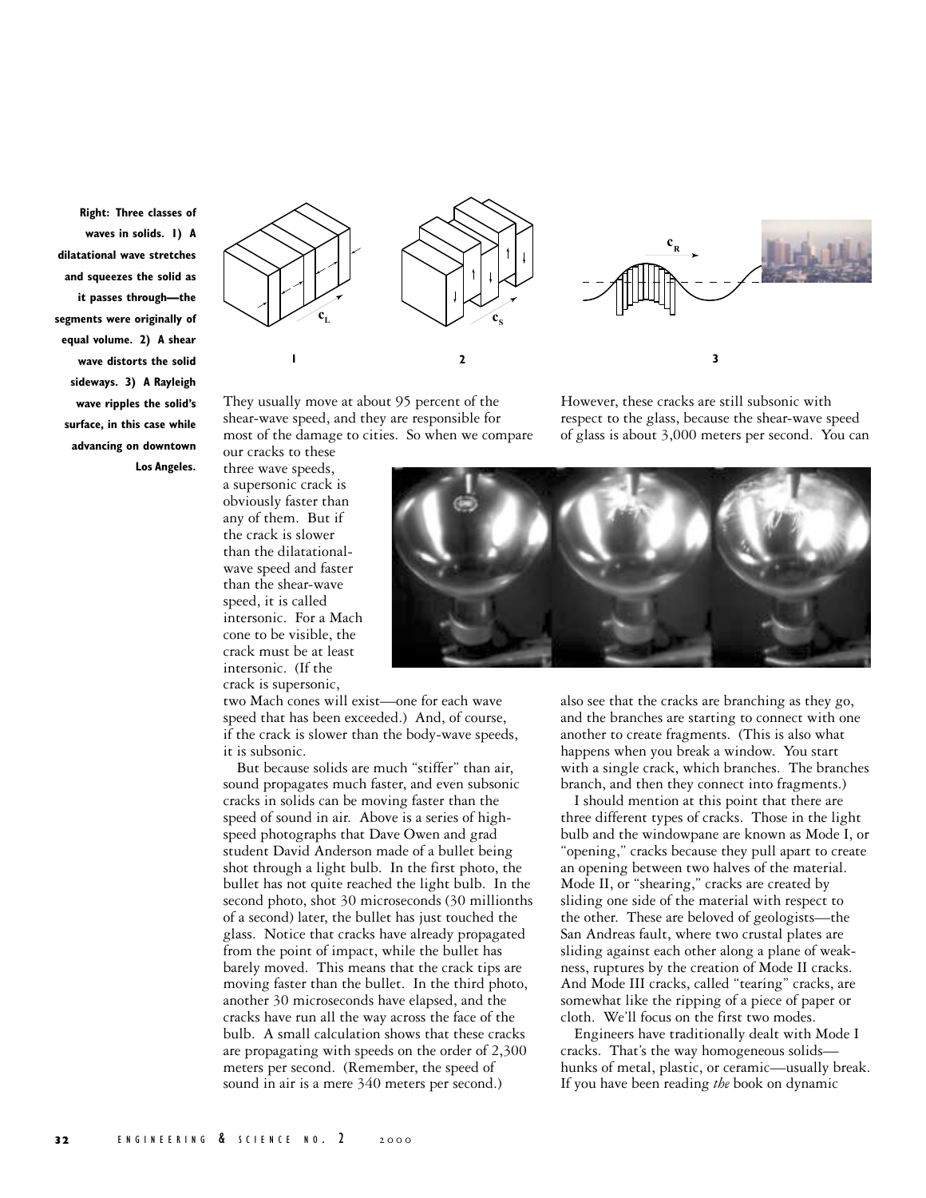Right: Three classes of waves in solids. 1) A dilatational wave stretches and squeezes the solid as it passes through—the segments were originally of equal volume. 2) A shear wave distorts the solid sideways. 3) A Rayleigh wave ripples the solid's surface, in this case while advancing on downtown Los Angeles.

$c_L$ $c_S$ $c_R$

1 2 3

They usually move at about 95 percent of the shear-wave speed, and they are responsible for most of the damage to cities. So when we compare our cracks to these three wave speeds, a supersonic crack is obviously faster than any of them. But if the crack is slower than the dilatational-wave speed and faster than the shear-wave speed, it is called intersonic. For a Mach cone to be visible, the crack must be at least intersonic. (If the crack is supersonic, two Mach cones will exist—one for each wave speed that has been exceeded.) And, of course, if the crack is slower than the body-wave speeds, it is subsonic.

But because solids are much "stiffer" than air, sound propagates much faster, and even subsonic cracks in solids can be moving faster than the speed of sound in air. Above is a series of high-speed photographs that Dave Owen and grad student David Anderson made of a bullet being shot through a light bulb. In the first photo, the bullet has not quite reached the light bulb. In the second photo, shot 30 microseconds (30 millionths of a second) later, the bullet has just touched the glass. Notice that cracks have already propagated from the point of impact, while the bullet has barely moved. This means that the crack tips are moving faster than the bullet. In the third photo, another 30 microseconds have elapsed, and the cracks have run all the way across the face of the bulb. A small calculation shows that these cracks are propagating with speeds on the order of 2,300 meters per second. (Remember, the speed of sound in air is a mere 340 meters per second.)

However, these cracks are still subsonic with respect to the glass, because the shear-wave speed of glass is about 3,000 meters per second. You can also see that the cracks are branching as they go, and the branches are starting to connect with one another to create fragments. (This is also what happens when you break a window. You start with a single crack, which branches. The branches branch, and then they connect into fragments.)

I should mention at this point that there are three different types of cracks. Those in the light bulb and the windowpane are known as Mode I, or "opening," cracks because they pull apart to create an opening between two halves of the material. Mode II, or "shearing," cracks are created by sliding one side of the material with respect to the other. These are beloved of geologists—the San Andreas fault, where two crustal plates are sliding against each other along a plane of weakness, ruptures by the creation of Mode II cracks. And Mode III cracks, called "tearing" cracks, are somewhat like the ripping of a piece of paper or cloth. We'll focus on the first two modes.

Engineers have traditionally dealt with Mode I cracks. That's the way homogeneous solids—hunks of metal, plastic, or ceramic—usually break. If you have been reading *the* book on dynamic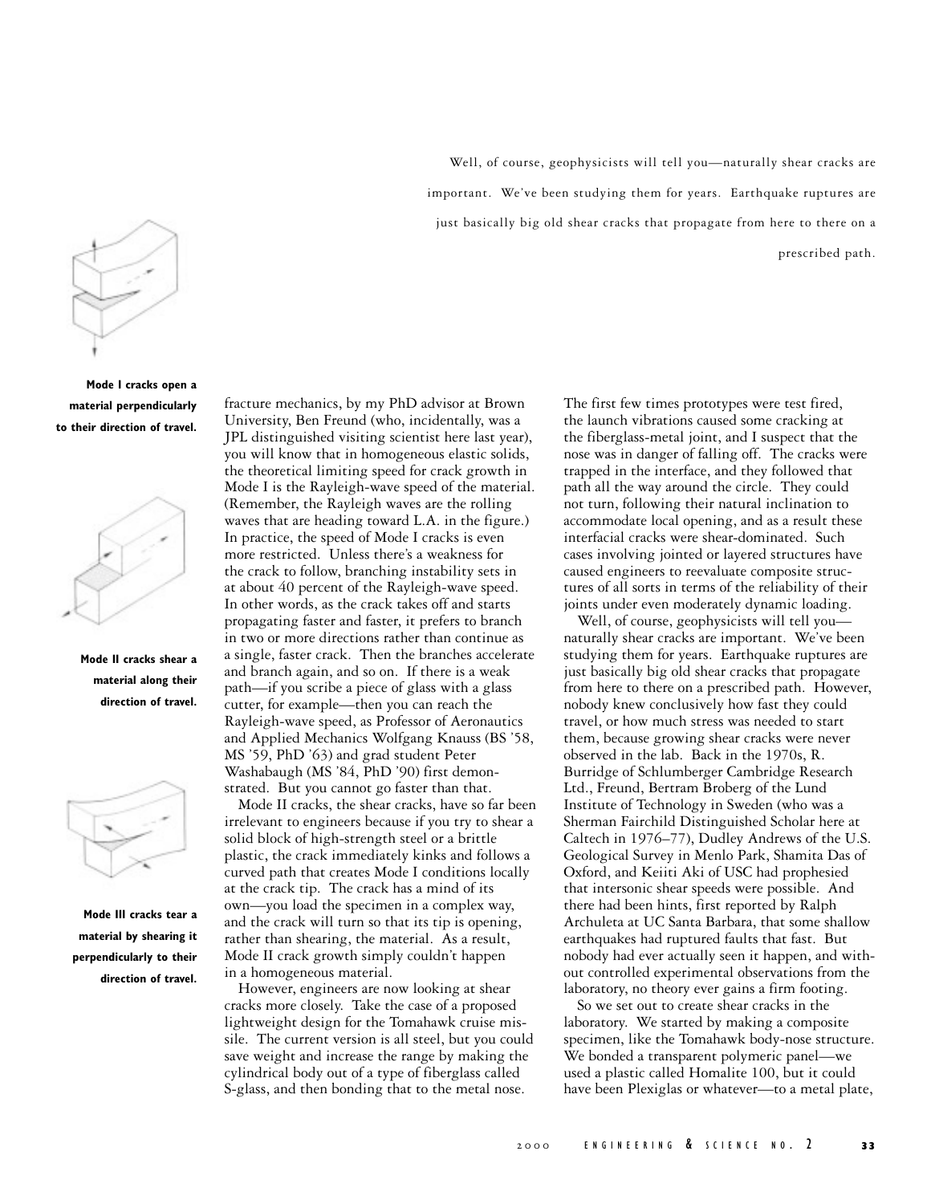Well, of course, geophysicists will tell you—naturally shear cracks are important. We've been studying them for years. Earthquake ruptures are just basically big old shear cracks that propagate from here to there on a prescribed path.

**Mode I cracks open a material perpendicularly to their direction of travel.**

**Mode II cracks shear a material along their direction of travel.**

**Mode III cracks tear a material by shearing it perpendicularly to their direction of travel.**

fracture mechanics, by my PhD advisor at Brown University, Ben Freund (who, incidentally, was a JPL distinguished visiting scientist here last year), you will know that in homogeneous elastic solids, the theoretical limiting speed for crack growth in Mode I is the Rayleigh-wave speed of the material. (Remember, the Rayleigh waves are the rolling waves that are heading toward L.A. in the figure.) In practice, the speed of Mode I cracks is even more restricted. Unless there's a weakness for the crack to follow, branching instability sets in at about 40 percent of the Rayleigh-wave speed. In other words, as the crack takes off and starts propagating faster and faster, it prefers to branch in two or more directions rather than continue as a single, faster crack. Then the branches accelerate and branch again, and so on. If there is a weak path—if you scribe a piece of glass with a glass cutter, for example—then you can reach the Rayleigh-wave speed, as Professor of Aeronautics and Applied Mechanics Wolfgang Knauss (BS '58, MS '59, PhD '63) and grad student Peter Washabaugh (MS '84, PhD '90) first demonstrated. But you cannot go faster than that.

Mode II cracks, the shear cracks, have so far been irrelevant to engineers because if you try to shear a solid block of high-strength steel or a brittle plastic, the crack immediately kinks and follows a curved path that creates Mode I conditions locally at the crack tip. The crack has a mind of its own—you load the specimen in a complex way, and the crack will turn so that its tip is opening, rather than shearing, the material. As a result, Mode II crack growth simply couldn't happen in a homogeneous material.

However, engineers are now looking at shear cracks more closely. Take the case of a proposed lightweight design for the Tomahawk cruise missile. The current version is all steel, but you could save weight and increase the range by making the cylindrical body out of a type of fiberglass called S-glass, and then bonding that to the metal nose. The first few times prototypes were test fired, the launch vibrations caused some cracking at the fiberglass-metal joint, and I suspect that the nose was in danger of falling off. The cracks were trapped in the interface, and they followed that path all the way around the circle. They could not turn, following their natural inclination to accommodate local opening, and as a result these interfacial cracks were shear-dominated. Such cases involving jointed or layered structures have caused engineers to reevaluate composite structures of all sorts in terms of the reliability of their joints under even moderately dynamic loading.

Well, of course, geophysicists will tell you—naturally shear cracks are important. We've been studying them for years. Earthquake ruptures are just basically big old shear cracks that propagate from here to there on a prescribed path. However, nobody knew conclusively how fast they could travel, or how much stress was needed to start them, because growing shear cracks were never observed in the lab. Back in the 1970s, R. Burridge of Schlumberger Cambridge Research Ltd., Freund, Bertram Broberg of the Lund Institute of Technology in Sweden (who was a Sherman Fairchild Distinguished Scholar here at Caltech in 1976–77), Dudley Andrews of the U.S. Geological Survey in Menlo Park, Shamita Das of Oxford, and Keiiti Aki of USC had prophesied that intersonic shear speeds were possible. And there had been hints, first reported by Ralph Archuleta at UC Santa Barbara, that some shallow earthquakes had ruptured faults that fast. But nobody had ever actually seen it happen, and without controlled experimental observations from the laboratory, no theory ever gains a firm footing.

So we set out to create shear cracks in the laboratory. We started by making a composite specimen, like the Tomahawk body-nose structure. We bonded a transparent polymeric panel—we used a plastic called Homalite 100, but it could have been Plexiglas or whatever—to a metal plate,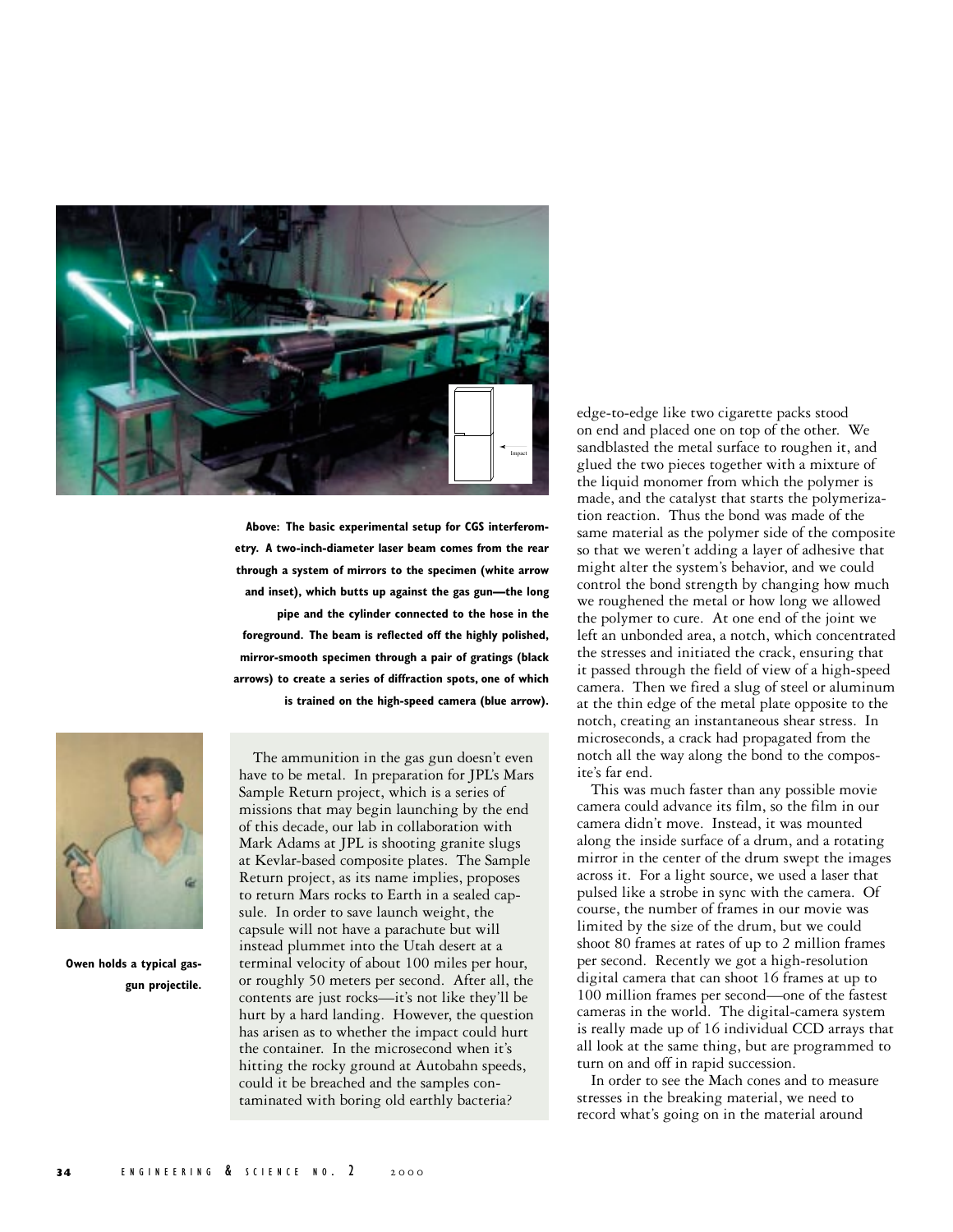**Above: The basic experimental setup for CGS interferometry. A two-inch-diameter laser beam comes from the rear through a system of mirrors to the specimen (white arrow and inset), which butts up against the gas gun—the long pipe and the cylinder connected to the hose in the foreground. The beam is reflected off the highly polished, mirror-smooth specimen through a pair of gratings (black arrows) to create a series of diffraction spots, one of which is trained on the high-speed camera (blue arrow).**

**Owen holds a typical gas-gun projectile.**

The ammunition in the gas gun doesn't even have to be metal. In preparation for JPL's Mars Sample Return project, which is a series of missions that may begin launching by the end of this decade, our lab in collaboration with Mark Adams at JPL is shooting granite slugs at Kevlar-based composite plates. The Sample Return project, as its name implies, proposes to return Mars rocks to Earth in a sealed capsule. In order to save launch weight, the capsule will not have a parachute but will instead plummet into the Utah desert at a terminal velocity of about 100 miles per hour, or roughly 50 meters per second. After all, the contents are just rocks—it's not like they'll be hurt by a hard landing. However, the question has arisen as to whether the impact could hurt the container. In the microsecond when it's hitting the rocky ground at Autobahn speeds, could it be breached and the samples contaminated with boring old earthly bacteria?

edge-to-edge like two cigarette packs stood on end and placed one on top of the other. We sandblasted the metal surface to roughen it, and glued the two pieces together with a mixture of the liquid monomer from which the polymer is made, and the catalyst that starts the polymerization reaction. Thus the bond was made of the same material as the polymer side of the composite so that we weren't adding a layer of adhesive that might alter the system's behavior, and we could control the bond strength by changing how much we roughened the metal or how long we allowed the polymer to cure. At one end of the joint we left an unbonded area, a notch, which concentrated the stresses and initiated the crack, ensuring that it passed through the field of view of a high-speed camera. Then we fired a slug of steel or aluminum at the thin edge of the metal plate opposite to the notch, creating an instantaneous shear stress. In microseconds, a crack had propagated from the notch all the way along the bond to the composite's far end.

This was much faster than any possible movie camera could advance its film, so the film in our camera didn't move. Instead, it was mounted along the inside surface of a drum, and a rotating mirror in the center of the drum swept the images across it. For a light source, we used a laser that pulsed like a strobe in sync with the camera. Of course, the number of frames in our movie was limited by the size of the drum, but we could shoot 80 frames at rates of up to 2 million frames per second. Recently we got a high-resolution digital camera that can shoot 16 frames at up to 100 million frames per second—one of the fastest cameras in the world. The digital-camera system is really made up of 16 individual CCD arrays that all look at the same thing, but are programmed to turn on and off in rapid succession.

In order to see the Mach cones and to measure stresses in the breaking material, we need to record what's going on in the material around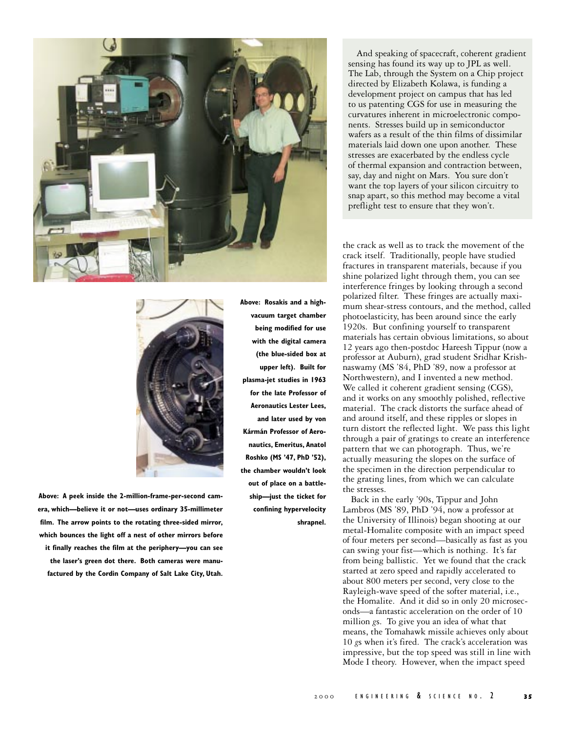**Above: Rosakis and a high-vacuum target chamber being modified for use with the digital camera (the blue-sided box at upper left). Built for plasma-jet studies in 1963 for the late Professor of Aeronautics Lester Lees, and later used by von Kármán Professor of Aeronautics, Emeritus, Anatol Roshko (MS '47, PhD '52), the chamber wouldn't look out of place on a battleship—just the ticket for confining hypervelocity shrapnel.**

**Above: A peek inside the 2-million-frame-per-second camera, which—believe it or not—uses ordinary 35-millimeter film. The arrow points to the rotating three-sided mirror, which bounces the light off a nest of other mirrors before it finally reaches the film at the periphery—you can see the laser's green dot there. Both cameras were manufactured by the Cordin Company of Salt Lake City, Utah.**

And speaking of spacecraft, coherent gradient sensing has found its way up to JPL as well. The Lab, through the System on a Chip project directed by Elizabeth Kolawa, is funding a development project on campus that has led to us patenting CGS for use in measuring the curvatures inherent in microelectronic components. Stresses build up in semiconductor wafers as a result of the thin films of dissimilar materials laid down one upon another. These stresses are exacerbated by the endless cycle of thermal expansion and contraction between, say, day and night on Mars. You sure don't want the top layers of your silicon circuitry to snap apart, so this method may become a vital preflight test to ensure that they won't.

the crack as well as to track the movement of the crack itself. Traditionally, people have studied fractures in transparent materials, because if you shine polarized light through them, you can see interference fringes by looking through a second polarized filter. These fringes are actually maximum shear-stress contours, and the method, called photoelasticity, has been around since the early 1920s. But confining yourself to transparent materials has certain obvious limitations, so about 12 years ago then-postdoc Hareesh Tippur (now a professor at Auburn), grad student Sridhar Krishnaswamy (MS '84, PhD '89, now a professor at Northwestern), and I invented a new method. We called it coherent gradient sensing (CGS), and it works on any smoothly polished, reflective material. The crack distorts the surface ahead of and around itself, and these ripples or slopes in turn distort the reflected light. We pass this light through a pair of gratings to create an interference pattern that we can photograph. Thus, we're actually measuring the slopes on the surface of the specimen in the direction perpendicular to the grating lines, from which we can calculate the stresses.

Back in the early '90s, Tippur and John Lambros (MS '89, PhD '94, now a professor at the University of Illinois) began shooting at our metal-Homalite composite with an impact speed of four meters per second—basically as fast as you can swing your fist—which is nothing. It's far from being ballistic. Yet we found that the crack started at zero speed and rapidly accelerated to about 800 meters per second, very close to the Rayleigh-wave speed of the softer material, i.e., the Homalite. And it did so in only 20 microseconds—a fantastic acceleration on the order of 10 million *g*s. To give you an idea of what that means, the Tomahawk missile achieves only about 10 *g*s when it's fired. The crack's acceleration was impressive, but the top speed was still in line with Mode I theory. However, when the impact speed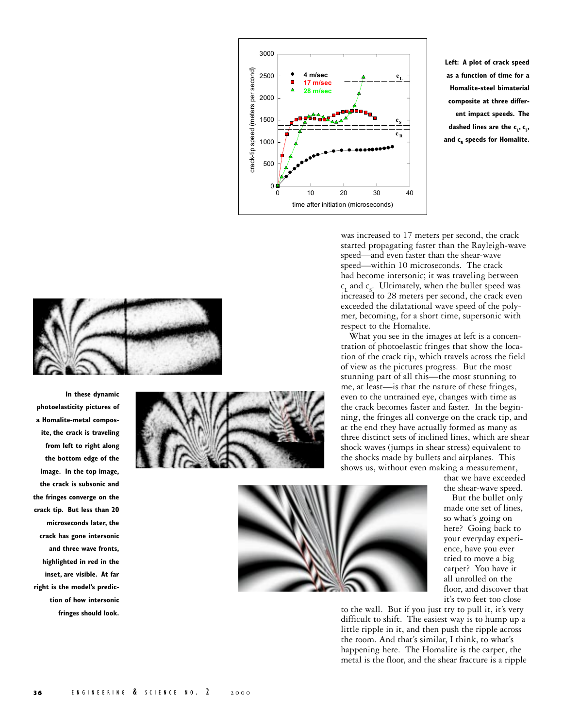Left: A plot of crack speed as a function of time for a Homalite-steel bimaterial composite at three different impact speeds. The dashed lines are the $c_L$, $c_S$, and $c_R$ speeds for Homalite.

In these dynamic photoelasticity pictures of a Homalite-metal composite, the crack is traveling from left to right along the bottom edge of the image. In the top image, the crack is subsonic and the fringes converge on the crack tip. But less than 20 microseconds later, the crack has gone intersonic and three wave fronts, highlighted in red in the inset, are visible. At far right is the model's prediction of how intersonic fringes should look.

was increased to 17 meters per second, the crack started propagating faster than the Rayleigh-wave speed—and even faster than the shear-wave speed—within 10 microseconds. The crack had become intersonic; it was traveling between $c_L$ and $c_S$. Ultimately, when the bullet speed was increased to 28 meters per second, the crack even exceeded the dilatational wave speed of the polymer, becoming, for a short time, supersonic with respect to the Homalite.

What you see in the images at left is a concentration of photoelastic fringes that show the location of the crack tip, which travels across the field of view as the pictures progress. But the most stunning part of all this—the most stunning to me, at least—is that the nature of these fringes, even to the untrained eye, changes with time as the crack becomes faster and faster. In the beginning, the fringes all converge on the crack tip, and at the end they have actually formed as many as three distinct sets of inclined lines, which are shear shock waves (jumps in shear stress) equivalent to the shocks made by bullets and airplanes. This shows us, without even making a measurement, that we have exceeded the shear-wave speed.

But the bullet only made one set of lines, so what's going on here? Going back to your everyday experience, have you ever tried to move a big carpet? You have it all unrolled on the floor, and discover that it's two feet too close to the wall. But if you just try to pull it, it's very difficult to shift. The easiest way is to hump up a little ripple in it, and then push the ripple across the room. And that's similar, I think, to what's happening here. The Homalite is the carpet, the metal is the floor, and the shear fracture is a ripple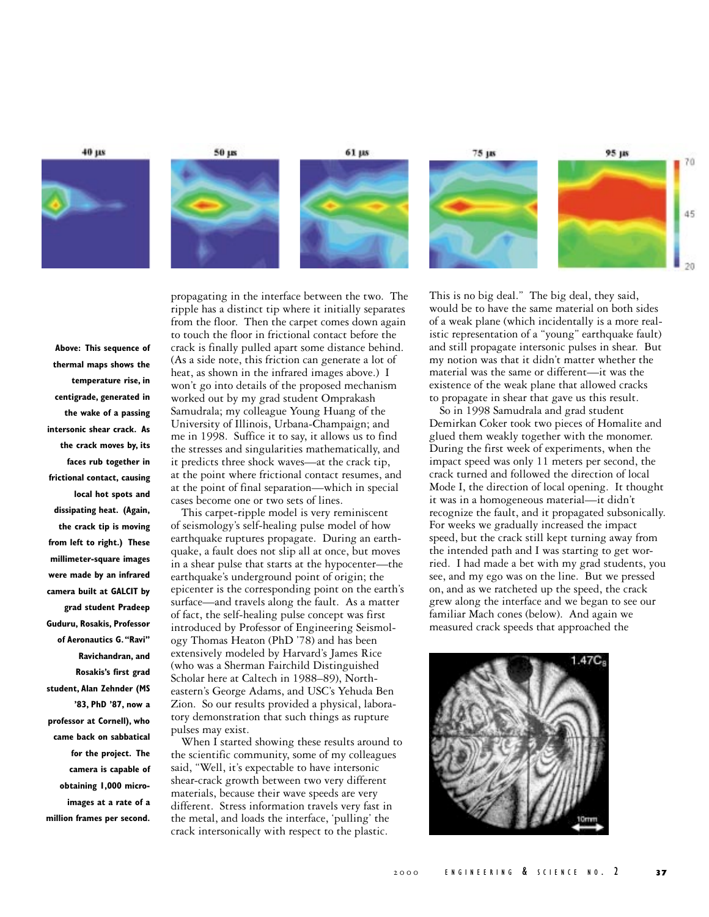40 μs 50 μs 61 μs 75 μs 95 μs

70

45

20

**Above: This sequence of thermal maps shows the temperature rise, in centigrade, generated in the wake of a passing intersonic shear crack. As the crack moves by, its faces rub together in frictional contact, causing local hot spots and dissipating heat. (Again, the crack tip is moving from left to right.) These millimeter-square images were made by an infrared camera built at GALCIT by grad student Pradeep Guduru, Rosakis, Professor of Aeronautics G. "Ravi" Ravichandran, and Rosakis's first grad student, Alan Zehnder (MS '83, PhD '87, now a professor at Cornell), who came back on sabbatical for the project. The camera is capable of obtaining 1,000 micro-images at a rate of a million frames per second.**

propagating in the interface between the two. The ripple has a distinct tip where it initially separates from the floor. Then the carpet comes down again to touch the floor in frictional contact before the crack is finally pulled apart some distance behind. (As a side note, this friction can generate a lot of heat, as shown in the infrared images above.) I won't go into details of the proposed mechanism worked out by my grad student Omprakash Samudrala; my colleague Young Huang of the University of Illinois, Urbana-Champaign; and me in 1998. Suffice it to say, it allows us to find the stresses and singularities mathematically, and it predicts three shock waves—at the crack tip, at the point where frictional contact resumes, and at the point of final separation—which in special cases become one or two sets of lines.

This carpet-ripple model is very reminiscent of seismology's self-healing pulse model of how earthquake ruptures propagate. During an earthquake, a fault does not slip all at once, but moves in a shear pulse that starts at the hypocenter—the earthquake's underground point of origin; the epicenter is the corresponding point on the earth's surface—and travels along the fault. As a matter of fact, the self-healing pulse concept was first introduced by Professor of Engineering Seismology Thomas Heaton (PhD '78) and has been extensively modeled by Harvard's James Rice (who was a Sherman Fairchild Distinguished Scholar here at Caltech in 1988–89), Northeastern's George Adams, and USC's Yehuda Ben Zion. So our results provided a physical, laboratory demonstration that such things as rupture pulses may exist.

When I started showing these results around to the scientific community, some of my colleagues said, "Well, it's expectable to have intersonic shear-crack growth between two very different materials, because their wave speeds are very different. Stress information travels very fast in the metal, and loads the interface, 'pulling' the crack intersonically with respect to the plastic. This is no big deal." The big deal, they said, would be to have the same material on both sides of a weak plane (which incidentally is a more realistic representation of a "young" earthquake fault) and still propagate intersonic pulses in shear. But my notion was that it didn't matter whether the material was the same or different—it was the existence of the weak plane that allowed cracks to propagate in shear that gave us this result.

So in 1998 Samudrala and grad student Demirkan Coker took two pieces of Homalite and glued them weakly together with the monomer. During the first week of experiments, when the impact speed was only 11 meters per second, the crack turned and followed the direction of local Mode I, the direction of local opening. It thought it was in a homogeneous material—it didn't recognize the fault, and it propagated subsonically. For weeks we gradually increased the impact speed, but the crack still kept turning away from the intended path and I was starting to get worried. I had made a bet with my grad students, you see, and my ego was on the line. But we pressed on, and as we ratcheted up the speed, the crack grew along the interface and we began to see our familiar Mach cones (below). And again we measured crack speeds that approached the

1.47$C_S$

10mm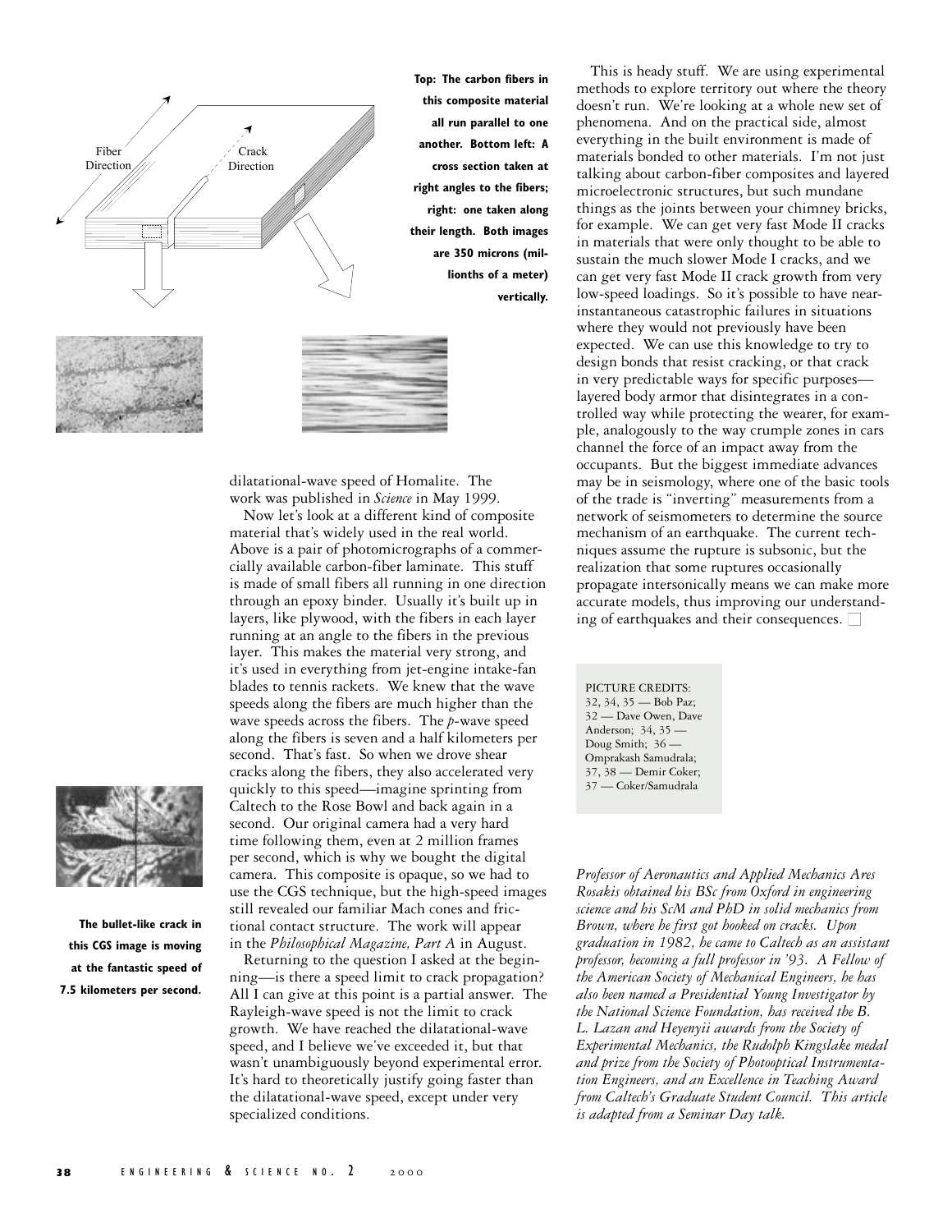Fiber Direction

Crack Direction

**Top: The carbon fibers in this composite material all run parallel to one another. Bottom left: A cross section taken at right angles to the fibers; right: one taken along their length. Both images are 350 microns (millionths of a meter) vertically.**

**The bullet-like crack in this CGS image is moving at the fantastic speed of 7.5 kilometers per second.**

dilatational-wave speed of Homalite. The work was published in *Science* in May 1999.

Now let's look at a different kind of composite material that's widely used in the real world. Above is a pair of photomicrographs of a commercially available carbon-fiber laminate. This stuff is made of small fibers all running in one direction through an epoxy binder. Usually it's built up in layers, like plywood, with the fibers in each layer running at an angle to the fibers in the previous layer. This makes the material very strong, and it's used in everything from jet-engine intake-fan blades to tennis rackets. We knew that the wave speeds along the fibers are much higher than the wave speeds across the fibers. The *p*-wave speed along the fibers is seven and a half kilometers per second. That's fast. So when we drove shear cracks along the fibers, they also accelerated very quickly to this speed—imagine sprinting from Caltech to the Rose Bowl and back again in a second. Our original camera had a very hard time following them, even at 2 million frames per second, which is why we bought the digital camera. This composite is opaque, so we had to use the CGS technique, but the high-speed images still revealed our familiar Mach cones and frictional contact structure. The work will appear in the *Philosophical Magazine, Part A* in August.

Returning to the question I asked at the beginning—is there a speed limit to crack propagation? All I can give at this point is a partial answer. The Rayleigh-wave speed is not the limit to crack growth. We have reached the dilatational-wave speed, and I believe we've exceeded it, but that wasn't unambiguously beyond experimental error. It's hard to theoretically justify going faster than the dilatational-wave speed, except under very specialized conditions.

This is heady stuff. We are using experimental methods to explore territory out where the theory doesn't run. We're looking at a whole new set of phenomena. And on the practical side, almost everything in the built environment is made of materials bonded to other materials. I'm not just talking about carbon-fiber composites and layered microelectronic structures, but such mundane things as the joints between your chimney bricks, for example. We can get very fast Mode II cracks in materials that were only thought to be able to sustain the much slower Mode I cracks, and we can get very fast Mode II crack growth from very low-speed loadings. So it's possible to have near-instantaneous catastrophic failures in situations where they would not previously have been expected. We can use this knowledge to try to design bonds that resist cracking, or that crack in very predictable ways for specific purposes—layered body armor that disintegrates in a controlled way while protecting the wearer, for example, analogously to the way crumple zones in cars channel the force of an impact away from the occupants. But the biggest immediate advances may be in seismology, where one of the basic tools of the trade is "inverting" measurements from a network of seismometers to determine the source mechanism of an earthquake. The current techniques assume the rupture is subsonic, but the realization that some ruptures occasionally propagate intersonically means we can make more accurate models, thus improving our understanding of earthquakes and their consequences. □

PICTURE CREDITS:
32, 34, 35 — Bob Paz;
32 — Dave Owen, Dave Anderson; 34, 35 — Doug Smith; 36 — Omprakash Samudrala;
37, 38 — Demir Coker;
37 — Coker/Samudrala

*Professor of Aeronautics and Applied Mechanics Ares Rosakis obtained his BSc from Oxford in engineering science and his ScM and PhD in solid mechanics from Brown, where he first got hooked on cracks. Upon graduation in 1982, he came to Caltech as an assistant professor, becoming a full professor in '93. A Fellow of the American Society of Mechanical Engineers, he has also been named a Presidential Young Investigator by the National Science Foundation, has received the B. L. Lazan and Heyenyii awards from the Society of Experimental Mechanics, the Rudolph Kingslake medal and prize from the Society of Photooptical Instrumentation Engineers, and an Excellence in Teaching Award from Caltech's Graduate Student Council. This article is adapted from a Seminar Day talk.*